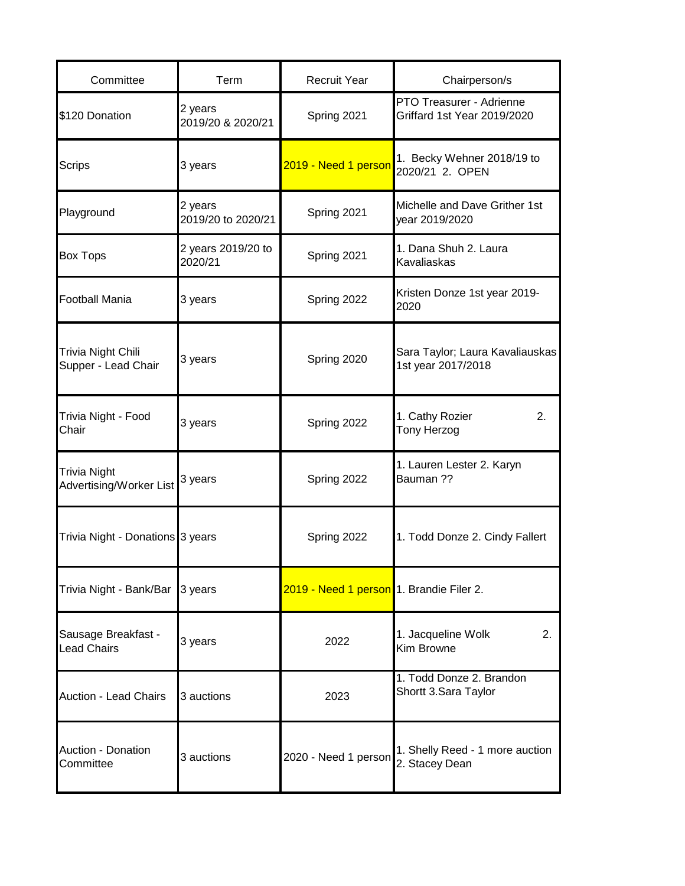| Committee | Term | Recruit Year | Chairperson/s |
|---|---|---|---|
| $120 Donation | 2 years 2019/20 & 2020/21 | Spring 2021 | PTO Treasurer - Adrienne Griffard 1st Year 2019/2020 |
| Scrips | 3 years | 2019 - Need 1 person | 1. Becky Wehner 2018/19 to 2020/21 2. OPEN |
| Playground | 2 years 2019/20 to 2020/21 | Spring 2021 | Michelle and Dave Grither 1st year 2019/2020 |
| Box Tops | 2 years 2019/20 to 2020/21 | Spring 2021 | 1. Dana Shuh 2. Laura Kavaliaskas |
| Football Mania | 3 years | Spring 2022 | Kristen Donze 1st year 2019-2020 |
| Trivia Night Chili Supper - Lead Chair | 3 years | Spring 2020 | Sara Taylor; Laura Kavaliauskas 1st year 2017/2018 |
| Trivia Night - Food Chair | 3 years | Spring 2022 | 1. Cathy Rozier 2. Tony Herzog |
| Trivia Night Advertising/Worker List | 3 years | Spring 2022 | 1. Lauren Lester 2. Karyn Bauman ?? |
| Trivia Night - Donations | 3 years | Spring 2022 | 1. Todd Donze 2. Cindy Fallert |
| Trivia Night - Bank/Bar | 3 years | 2019 - Need 1 person | 1. Brandie Filer 2. |
| Sausage Breakfast - Lead Chairs | 3 years | 2022 | 1. Jacqueline Wolk 2. Kim Browne |
| Auction - Lead Chairs | 3 auctions | 2023 | 1. Todd Donze 2. Brandon Shortt 3.Sara Taylor |
| Auction - Donation Committee | 3 auctions | 2020 - Need 1 person | 1. Shelly Reed - 1 more auction 2. Stacey Dean |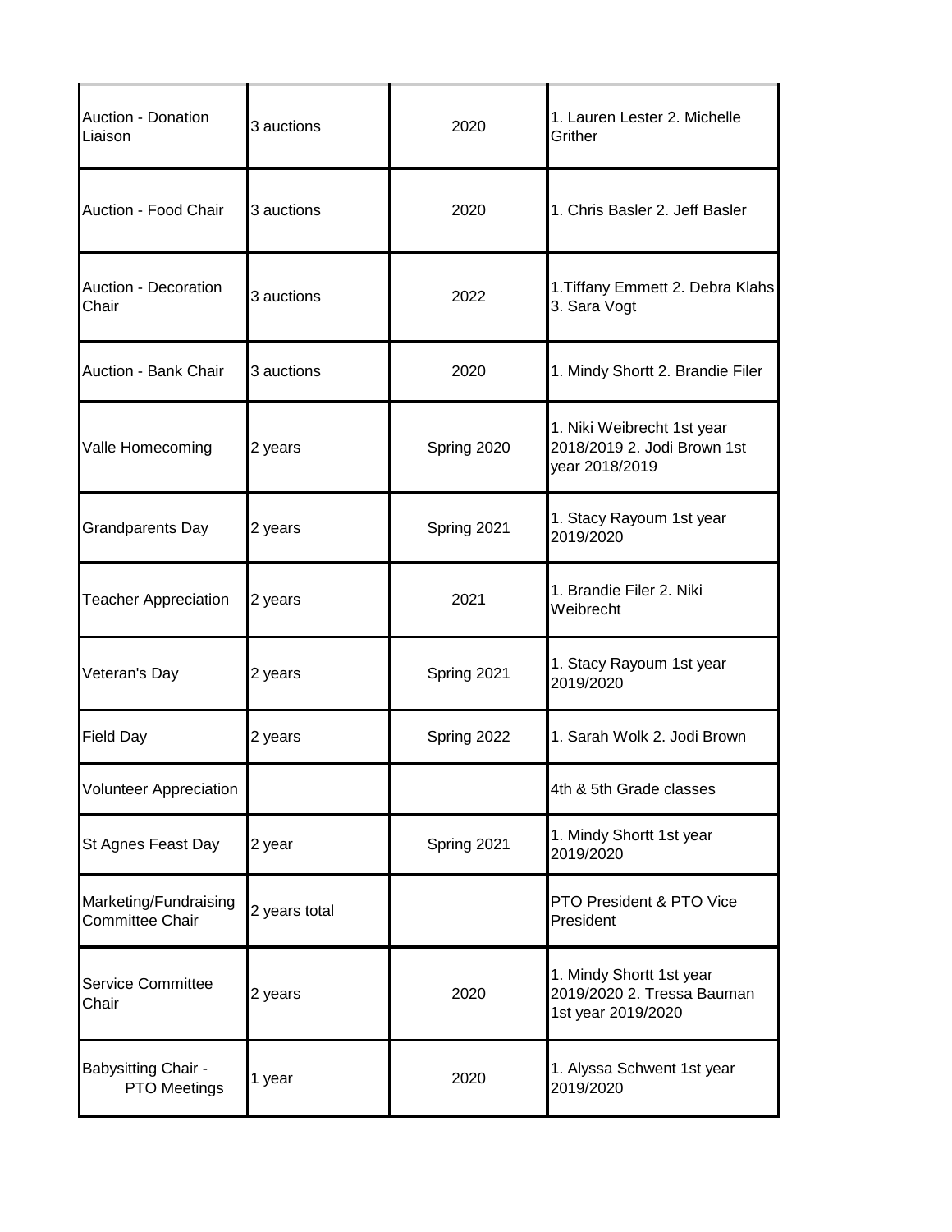| | | | |
|---|---|---|---|
| Auction - Donation Liaison | 3 auctions | 2020 | 1. Lauren Lester 2. Michelle Grither |
| Auction - Food Chair | 3 auctions | 2020 | 1. Chris Basler 2. Jeff Basler |
| Auction - Decoration Chair | 3 auctions | 2022 | 1.Tiffany Emmett 2. Debra Klahs 3. Sara Vogt |
| Auction - Bank Chair | 3 auctions | 2020 | 1. Mindy Shortt 2. Brandie Filer |
| Valle Homecoming | 2 years | Spring 2020 | 1. Niki Weibrecht 1st year 2018/2019 2. Jodi Brown 1st year 2018/2019 |
| Grandparents Day | 2 years | Spring 2021 | 1. Stacy Rayoum 1st year 2019/2020 |
| Teacher Appreciation | 2 years | 2021 | 1. Brandie Filer 2. Niki Weibrecht |
| Veteran's Day | 2 years | Spring 2021 | 1. Stacy Rayoum 1st year 2019/2020 |
| Field Day | 2 years | Spring 2022 | 1. Sarah Wolk 2. Jodi Brown |
| Volunteer Appreciation | | | 4th & 5th Grade classes |
| St Agnes Feast Day | 2 year | Spring 2021 | 1. Mindy Shortt 1st year 2019/2020 |
| Marketing/Fundraising Committee Chair | 2 years total | | PTO President & PTO Vice President |
| Service Committee Chair | 2 years | 2020 | 1. Mindy Shortt 1st year 2019/2020 2. Tressa Bauman 1st year 2019/2020 |
| Babysitting Chair - PTO Meetings | 1 year | 2020 | 1. Alyssa Schwent 1st year 2019/2020 |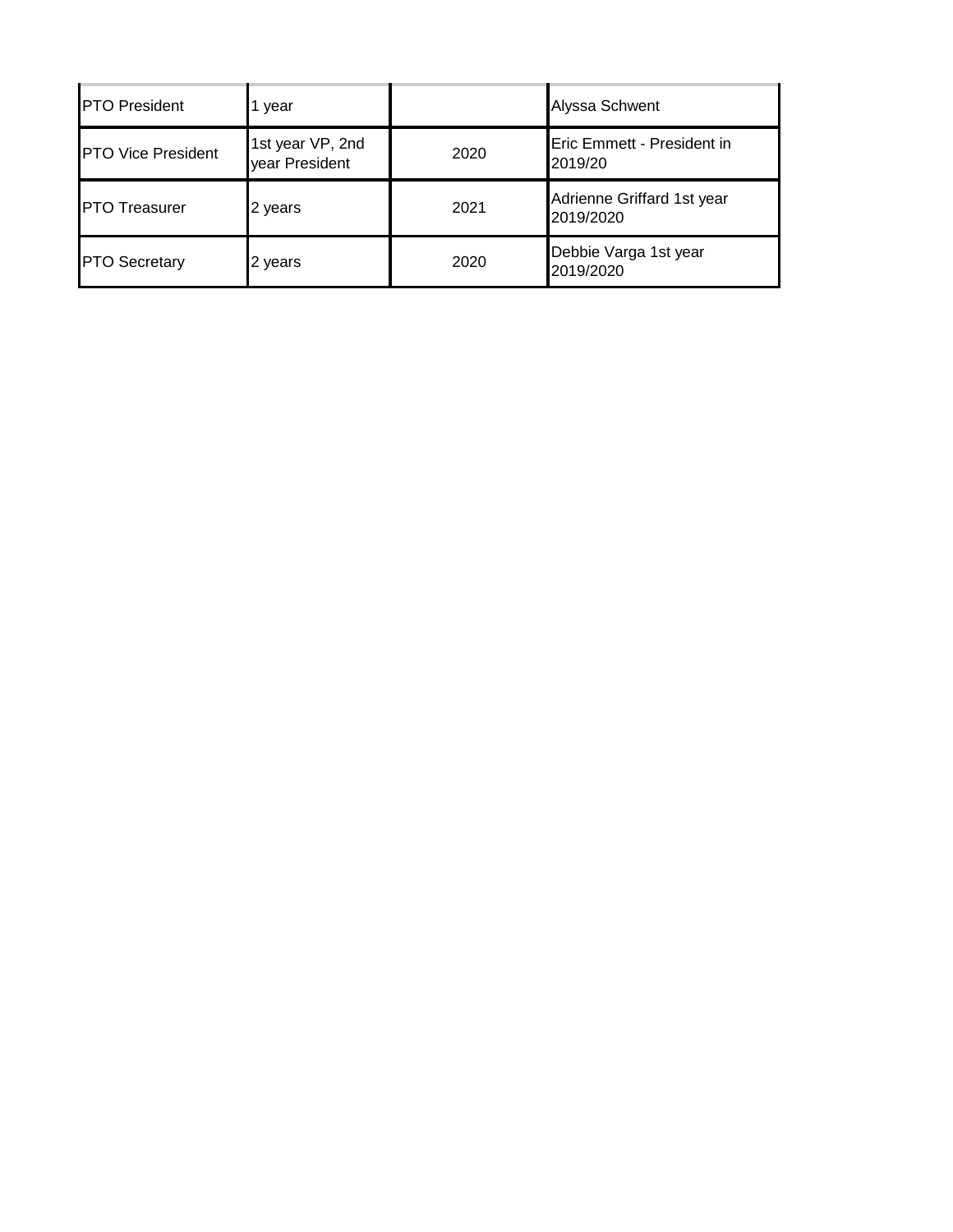| | | | |
|---|---|---|---|
| PTO President | 1 year | | Alyssa Schwent |
| PTO Vice President | 1st year VP, 2nd year President | 2020 | Eric Emmett - President in 2019/20 |
| PTO Treasurer | 2 years | 2021 | Adrienne Griffard 1st year 2019/2020 |
| PTO Secretary | 2 years | 2020 | Debbie Varga 1st year 2019/2020 |